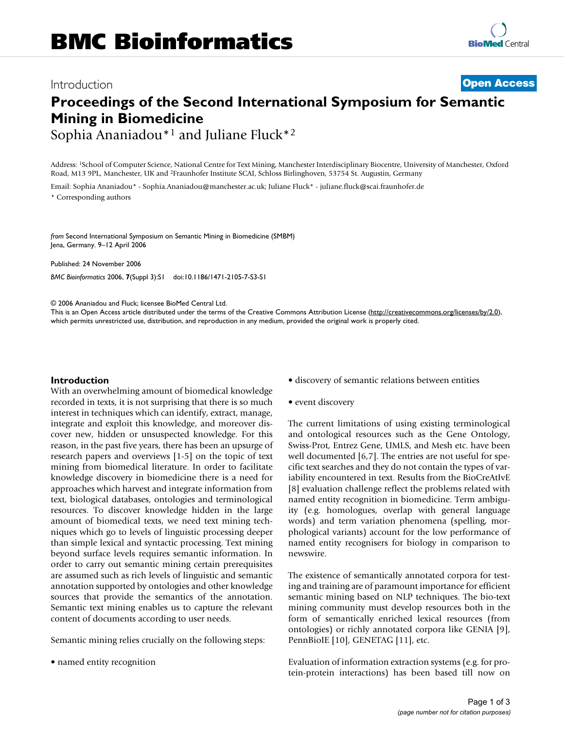Introduction

**Open Access**

# Proceedings of the Second International Symposium for Semantic Mining in Biomedicine

Sophia Ananiadou*[1] and Juliane Fluck*[2]

Address: [1]School of Computer Science, National Centre for Text Mining, Manchester Interdisciplinary Biocentre, University of Manchester, Oxford Road, M13 9PL, Manchester, UK and [2]Fraunhofer Institute SCAI, Schloss Birlinghoven, 53754 St. Augustin, Germany

Email: Sophia Ananiadou* - Sophia.Ananiadou@manchester.ac.uk; Juliane Fluck* - juliane.fluck@scai.fraunhofer.de

* Corresponding authors

*from* Second International Symposium on Semantic Mining in Biomedicine (SMBM)
Jena, Germany. 9–12 April 2006

Published: 24 November 2006

*BMC Bioinformatics* 2006, **7**(Suppl 3):S1 doi:10.1186/1471-2105-7-S3-S1

© 2006 Ananiadou and Fluck; licensee BioMed Central Ltd.
This is an Open Access article distributed under the terms of the Creative Commons Attribution License (http://creativecommons.org/licenses/by/2.0), which permits unrestricted use, distribution, and reproduction in any medium, provided the original work is properly cited.

## Introduction

With an overwhelming amount of biomedical knowledge recorded in texts, it is not surprising that there is so much interest in techniques which can identify, extract, manage, integrate and exploit this knowledge, and moreover discover new, hidden or unsuspected knowledge. For this reason, in the past five years, there has been an upsurge of research papers and overviews [1-5] on the topic of text mining from biomedical literature. In order to facilitate knowledge discovery in biomedicine there is a need for approaches which harvest and integrate information from text, biological databases, ontologies and terminological resources. To discover knowledge hidden in the large amount of biomedical texts, we need text mining techniques which go to levels of linguistic processing deeper than simple lexical and syntactic processing. Text mining beyond surface levels requires semantic information. In order to carry out semantic mining certain prerequisites are assumed such as rich levels of linguistic and semantic annotation supported by ontologies and other knowledge sources that provide the semantics of the annotation. Semantic text mining enables us to capture the relevant content of documents according to user needs.

Semantic mining relies crucially on the following steps:

- named entity recognition
- discovery of semantic relations between entities
- event discovery

The current limitations of using existing terminological and ontological resources such as the Gene Ontology, Swiss-Prot, Entrez Gene, UMLS, and Mesh etc. have been well documented [6,7]. The entries are not useful for specific text searches and they do not contain the types of variability encountered in text. Results from the BioCreAtIvE [8] evaluation challenge reflect the problems related with named entity recognition in biomedicine. Term ambiguity (e.g. homologues, overlap with general language words) and term variation phenomena (spelling, morphological variants) account for the low performance of named entity recognisers for biology in comparison to newswire.

The existence of semantically annotated corpora for testing and training are of paramount importance for efficient semantic mining based on NLP techniques. The bio-text mining community must develop resources both in the form of semantically enriched lexical resources (from ontologies) or richly annotated corpora like GENIA [9], PennBioIE [10], GENETAG [11], etc.

Evaluation of information extraction systems (e.g. for protein-protein interactions) has been based till now on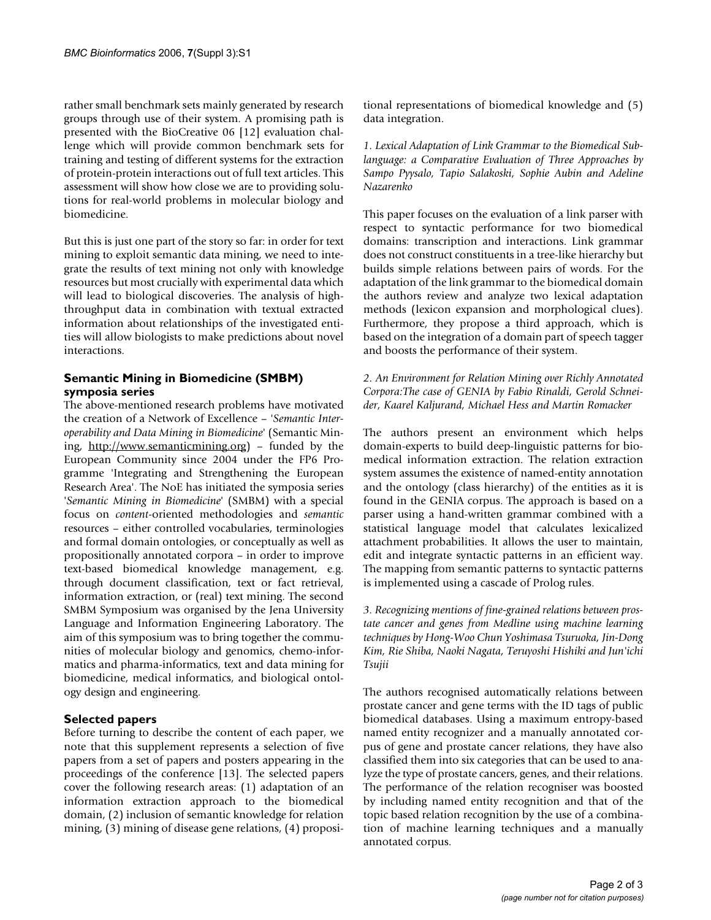rather small benchmark sets mainly generated by research groups through use of their system. A promising path is presented with the BioCreative 06 [12] evaluation challenge which will provide common benchmark sets for training and testing of different systems for the extraction of protein-protein interactions out of full text articles. This assessment will show how close we are to providing solutions for real-world problems in molecular biology and biomedicine.

But this is just one part of the story so far: in order for text mining to exploit semantic data mining, we need to integrate the results of text mining not only with knowledge resources but most crucially with experimental data which will lead to biological discoveries. The analysis of high-throughput data in combination with textual extracted information about relationships of the investigated entities will allow biologists to make predictions about novel interactions.

## Semantic Mining in Biomedicine (SMBM) symposia series

The above-mentioned research problems have motivated the creation of a Network of Excellence – '*Semantic Interoperability and Data Mining in Biomedicine*' (Semantic Mining, http://www.semanticmining.org) – funded by the European Community since 2004 under the FP6 Programme 'Integrating and Strengthening the European Research Area'. The NoE has initiated the symposia series '*Semantic Mining in Biomedicine*' (SMBM) with a special focus on *content*-oriented methodologies and *semantic* resources – either controlled vocabularies, terminologies and formal domain ontologies, or conceptually as well as propositionally annotated corpora – in order to improve text-based biomedical knowledge management, e.g. through document classification, text or fact retrieval, information extraction, or (real) text mining. The second SMBM Symposium was organised by the Jena University Language and Information Engineering Laboratory. The aim of this symposium was to bring together the communities of molecular biology and genomics, chemo-informatics and pharma-informatics, text and data mining for biomedicine, medical informatics, and biological ontology design and engineering.

## Selected papers

Before turning to describe the content of each paper, we note that this supplement represents a selection of five papers from a set of papers and posters appearing in the proceedings of the conference [13]. The selected papers cover the following research areas: (1) adaptation of an information extraction approach to the biomedical domain, (2) inclusion of semantic knowledge for relation mining, (3) mining of disease gene relations, (4) propositional representations of biomedical knowledge and (5) data integration.

*1. Lexical Adaptation of Link Grammar to the Biomedical Sublanguage: a Comparative Evaluation of Three Approaches by Sampo Pyysalo, Tapio Salakoski, Sophie Aubin and Adeline Nazarenko*

This paper focuses on the evaluation of a link parser with respect to syntactic performance for two biomedical domains: transcription and interactions. Link grammar does not construct constituents in a tree-like hierarchy but builds simple relations between pairs of words. For the adaptation of the link grammar to the biomedical domain the authors review and analyze two lexical adaptation methods (lexicon expansion and morphological clues). Furthermore, they propose a third approach, which is based on the integration of a domain part of speech tagger and boosts the performance of their system.

*2. An Environment for Relation Mining over Richly Annotated Corpora:The case of GENIA by Fabio Rinaldi, Gerold Schneider, Kaarel Kaljurand, Michael Hess and Martin Romacker*

The authors present an environment which helps domain-experts to build deep-linguistic patterns for biomedical information extraction. The relation extraction system assumes the existence of named-entity annotation and the ontology (class hierarchy) of the entities as it is found in the GENIA corpus. The approach is based on a parser using a hand-written grammar combined with a statistical language model that calculates lexicalized attachment probabilities. It allows the user to maintain, edit and integrate syntactic patterns in an efficient way. The mapping from semantic patterns to syntactic patterns is implemented using a cascade of Prolog rules.

*3. Recognizing mentions of fine-grained relations between prostate cancer and genes from Medline using machine learning techniques by Hong-Woo Chun Yoshimasa Tsuruoka, Jin-Dong Kim, Rie Shiba, Naoki Nagata, Teruyoshi Hishiki and Jun'ichi Tsujii*

The authors recognised automatically relations between prostate cancer and gene terms with the ID tags of public biomedical databases. Using a maximum entropy-based named entity recognizer and a manually annotated corpus of gene and prostate cancer relations, they have also classified them into six categories that can be used to analyze the type of prostate cancers, genes, and their relations. The performance of the relation recogniser was boosted by including named entity recognition and that of the topic based relation recognition by the use of a combination of machine learning techniques and a manually annotated corpus.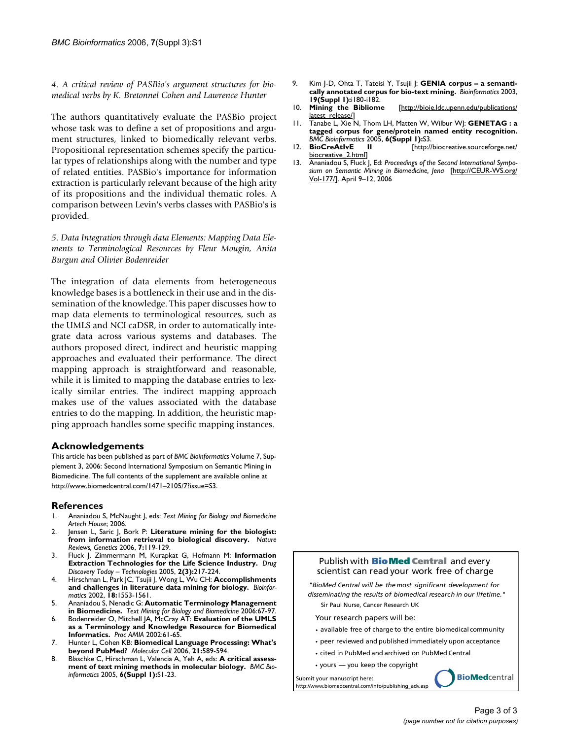*4. A critical review of PASBio's argument structures for biomedical verbs by K. Bretonnel Cohen and Lawrence Hunter*

The authors quantitatively evaluate the PASBio project whose task was to define a set of propositions and argument structures, linked to biomedically relevant verbs. Propositional representation schemes specify the particular types of relationships along with the number and type of related entities. PASBio's importance for information extraction is particularly relevant because of the high arity of its propositions and the individual thematic roles. A comparison between Levin's verbs classes with PASBio's is provided.

*5. Data Integration through data Elements: Mapping Data Elements to Terminological Resources by Fleur Mougin, Anita Burgun and Olivier Bodenreider*

The integration of data elements from heterogeneous knowledge bases is a bottleneck in their use and in the dissemination of the knowledge. This paper discusses how to map data elements to terminological resources, such as the UMLS and NCI caDSR, in order to automatically integrate data across various systems and databases. The authors proposed direct, indirect and heuristic mapping approaches and evaluated their performance. The direct mapping approach is straightforward and reasonable, while it is limited to mapping the database entries to lexically similar entries. The indirect mapping approach makes use of the values associated with the database entries to do the mapping. In addition, the heuristic mapping approach handles some specific mapping instances.

## Acknowledgements

This article has been published as part of *BMC Bioinformatics* Volume 7, Supplement 3, 2006: Second International Symposium on Semantic Mining in Biomedicine. The full contents of the supplement are available online at http://www.biomedcentral.com/1471–2105/7?issue=S3.

## References

1. Ananiadou S, McNaught J, eds: *Text Mining for Biology and Biomedicine Artech House*; 2006.
2. Jensen L, Saric J, Bork P: **Literature mining for the biologist: from information retrieval to biological discovery.** *Nature Reviews, Genetics* 2006, **7:**119-129.
3. Fluck J, Zimmermann M, Kurapkat G, Hofmann M: **Information Extraction Technologies for the Life Science Industry.** *Drug Discovery Today – Technologies* 2005, **2(3):**217-224.
4. Hirschman L, Park JC, Tsujii J, Wong L, Wu CH: **Accomplishments and challenges in literature data mining for biology.** *Bioinformatics* 2002, **18:**1553-1561.
5. Ananiadou S, Nenadic G: **Automatic Terminology Management in Biomedicine.** *Text Mining for Biology and Biomedicine* 2006:67-97.
6. Bodenreider O, Mitchell JA, McCray AT: **Evaluation of the UMLS as a Terminology and Knowledge Resource for Biomedical Informatics.** *Proc AMIA* 2002:61-65.
7. Hunter L, Cohen KB: **Biomedical Language Processing: What's beyond PubMed?** *Molecular Cell* 2006, **21:**589-594.
8. Blaschke C, Hirschman L, Valencia A, Yeh A, eds: **A critical assessment of text mining methods in molecular biology.** *BMC Bioinformatics* 2005, **6(Suppl 1):**S1-23.
9. Kim J-D, Ohta T, Tateisi Y, Tsujii J: **GENIA corpus – a semantically annotated corpus for bio-text mining.** *Bioinformatics* 2003, **19(Suppl 1):**i180-i182.
10. **Mining the Bibliome** [http://bioie.ldc.upenn.edu/publications/latest_release/]
11. Tanabe L, Xie N, Thom LH, Matten W, Wilbur WJ: **GENETAG : a tagged corpus for gene/protein named entity recognition.** *BMC Bioinformatics* 2005, **6(Suppl 1):**S3.
12. **BioCreAtIvE II** [http://biocreative.sourceforge.net/biocreative_2.html]
13. Ananiadou S, Fluck J, Ed: *Proceedings of the Second International Symposium on Semantic Mining in Biomedicine, Jena* [http://CEUR-WS.org/Vol-177/]. April 9–12, 2006